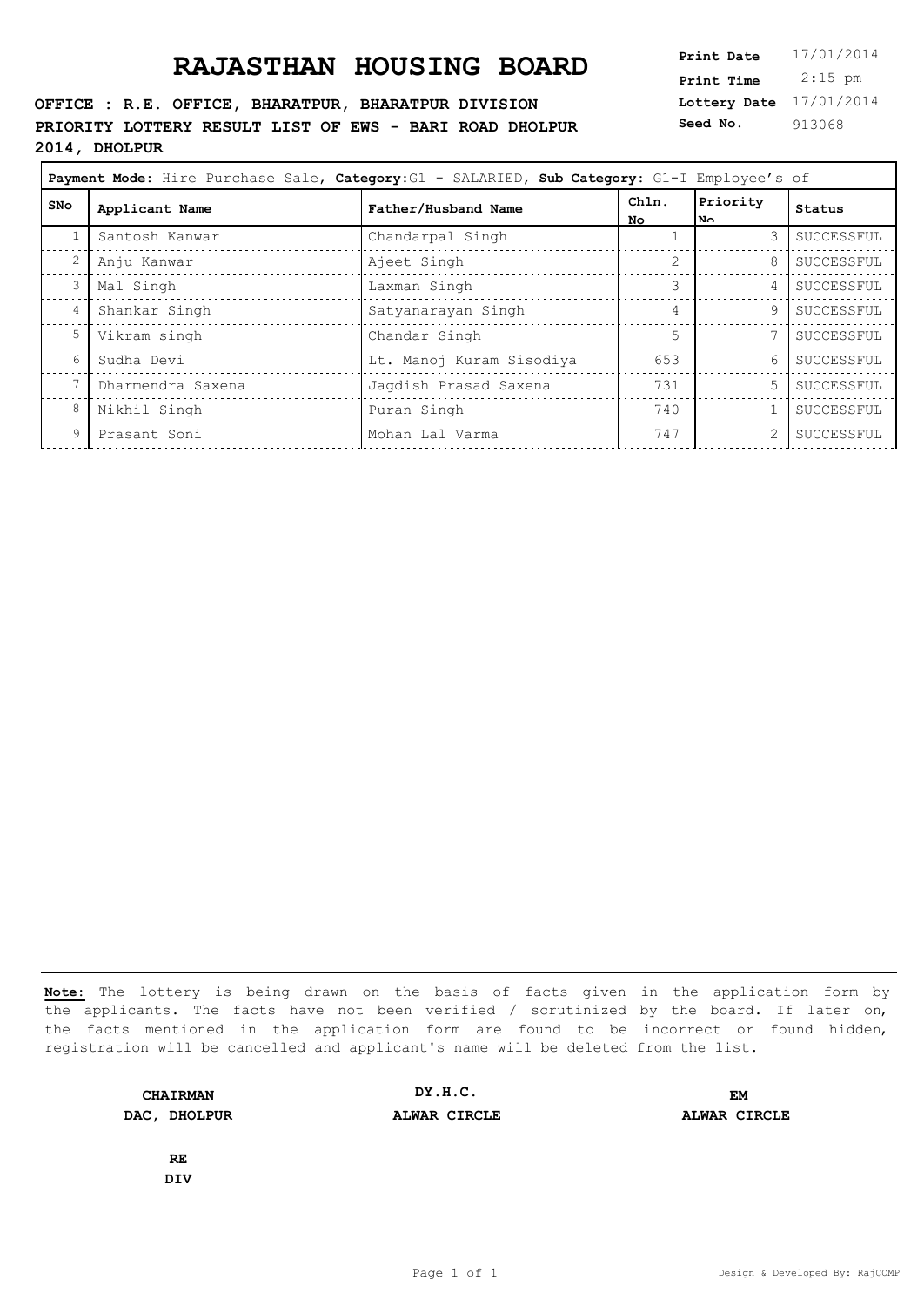# RAJASTHAN HOUSING BOARD

**Print Date** 17/01/2014
**Print Time** 2:15 pm
**Lottery Date** 17/01/2014
**Seed No.** 913068

**OFFICE : R.E. OFFICE, BHARATPUR, BHARATPUR DIVISION**
**PRIORITY LOTTERY RESULT LIST OF EWS - BARI ROAD DHOLPUR 2014, DHOLPUR**

**Payment Mode:** Hire Purchase Sale, **Category:** G1 - SALARIED, **Sub Category:** G1-I Employee's of

| SNo | Applicant Name | Father/Husband Name | Chln. No | Priority No | Status |
|---|---|---|---|---|---|
| 1 | Santosh Kanwar | Chandarpal Singh | 1 | 3 | SUCCESSFUL |
| 2 | Anju Kanwar | Ajeet Singh | 2 | 8 | SUCCESSFUL |
| 3 | Mal Singh | Laxman Singh | 3 | 4 | SUCCESSFUL |
| 4 | Shankar Singh | Satyanarayan Singh | 4 | 9 | SUCCESSFUL |
| 5 | Vikram singh | Chandar Singh | 5 | 7 | SUCCESSFUL |
| 6 | Sudha Devi | Lt. Manoj Kuram Sisodiya | 653 | 6 | SUCCESSFUL |
| 7 | Dharmendra Saxena | Jagdish Prasad Saxena | 731 | 5 | SUCCESSFUL |
| 8 | Nikhil Singh | Puran Singh | 740 | 1 | SUCCESSFUL |
| 9 | Prasant Soni | Mohan Lal Varma | 747 | 2 | SUCCESSFUL |

**Note:** The lottery is being drawn on the basis of facts given in the application form by the applicants. The facts have not been verified / scrutinized by the board. If later on, the facts mentioned in the application form are found to be incorrect or found hidden, registration will be cancelled and applicant's name will be deleted from the list.

**CHAIRMAN**
**DAC, DHOLPUR**

**DY.H.C.**
**ALWAR CIRCLE**

**EM**
**ALWAR CIRCLE**

**RE**
**DIV**

Design & Developed By: RajCOMP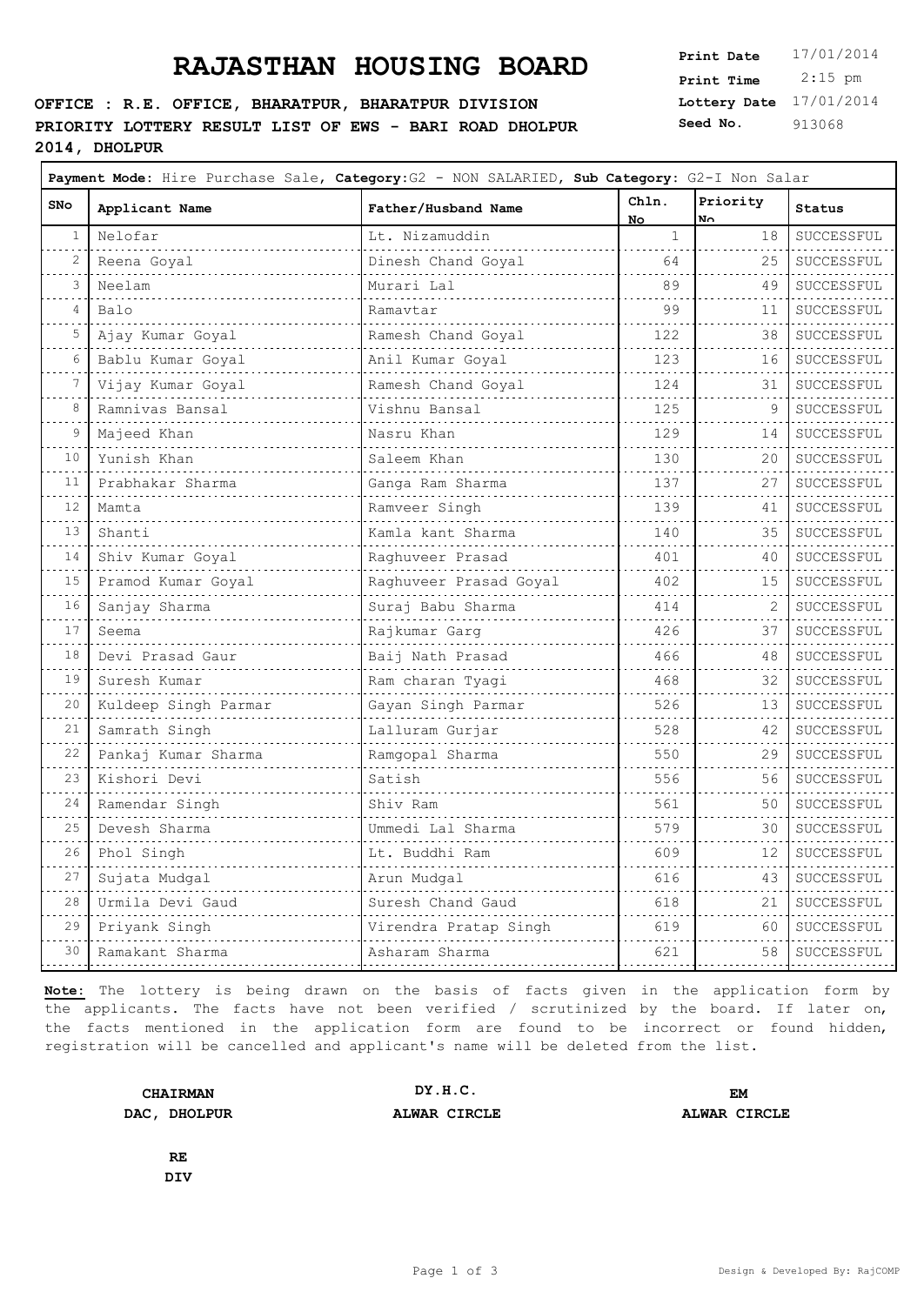# RAJASTHAN HOUSING BOARD

**Print Date** 17/01/2014
**Print Time** 2:15 pm
**Lottery Date** 17/01/2014
**Seed No.** 913068

**OFFICE : R.E. OFFICE, BHARATPUR, BHARATPUR DIVISION**
**PRIORITY LOTTERY RESULT LIST OF EWS - BARI ROAD DHOLPUR 2014, DHOLPUR**

**Payment Mode:** Hire Purchase Sale, **Category:**G2 - NON SALARIED, **Sub Category:** G2-I Non Salar

| SNo | Applicant Name | Father/Husband Name | Chln. No | Priority No | Status |
|---|---|---|---|---|---|
| 1 | Nelofar | Lt. Nizamuddin | 1 | 18 | SUCCESSFUL |
| 2 | Reena Goyal | Dinesh Chand Goyal | 64 | 25 | SUCCESSFUL |
| 3 | Neelam | Murari Lal | 89 | 49 | SUCCESSFUL |
| 4 | Balo | Ramavtar | 99 | 11 | SUCCESSFUL |
| 5 | Ajay Kumar Goyal | Ramesh Chand Goyal | 122 | 38 | SUCCESSFUL |
| 6 | Bablu Kumar Goyal | Anil Kumar Goyal | 123 | 16 | SUCCESSFUL |
| 7 | Vijay Kumar Goyal | Ramesh Chand Goyal | 124 | 31 | SUCCESSFUL |
| 8 | Ramnivas Bansal | Vishnu Bansal | 125 | 9 | SUCCESSFUL |
| 9 | Majeed Khan | Nasru Khan | 129 | 14 | SUCCESSFUL |
| 10 | Yunish Khan | Saleem Khan | 130 | 20 | SUCCESSFUL |
| 11 | Prabhakar Sharma | Ganga Ram Sharma | 137 | 27 | SUCCESSFUL |
| 12 | Mamta | Ramveer Singh | 139 | 41 | SUCCESSFUL |
| 13 | Shanti | Kamla kant Sharma | 140 | 35 | SUCCESSFUL |
| 14 | Shiv Kumar Goyal | Raghuveer Prasad | 401 | 40 | SUCCESSFUL |
| 15 | Pramod Kumar Goyal | Raghuveer Prasad Goyal | 402 | 15 | SUCCESSFUL |
| 16 | Sanjay Sharma | Suraj Babu Sharma | 414 | 2 | SUCCESSFUL |
| 17 | Seema | Rajkumar Garg | 426 | 37 | SUCCESSFUL |
| 18 | Devi Prasad Gaur | Baij Nath Prasad | 466 | 48 | SUCCESSFUL |
| 19 | Suresh Kumar | Ram charan Tyagi | 468 | 32 | SUCCESSFUL |
| 20 | Kuldeep Singh Parmar | Gayan Singh Parmar | 526 | 13 | SUCCESSFUL |
| 21 | Samrath Singh | Lalluram Gurjar | 528 | 42 | SUCCESSFUL |
| 22 | Pankaj Kumar Sharma | Ramgopal Sharma | 550 | 29 | SUCCESSFUL |
| 23 | Kishori Devi | Satish | 556 | 56 | SUCCESSFUL |
| 24 | Ramendar Singh | Shiv Ram | 561 | 50 | SUCCESSFUL |
| 25 | Devesh Sharma | Ummedi Lal Sharma | 579 | 30 | SUCCESSFUL |
| 26 | Phol Singh | Lt. Buddhi Ram | 609 | 12 | SUCCESSFUL |
| 27 | Sujata Mudgal | Arun Mudgal | 616 | 43 | SUCCESSFUL |
| 28 | Urmila Devi Gaud | Suresh Chand Gaud | 618 | 21 | SUCCESSFUL |
| 29 | Priyank Singh | Virendra Pratap Singh | 619 | 60 | SUCCESSFUL |
| 30 | Ramakant Sharma | Asharam Sharma | 621 | 58 | SUCCESSFUL |

**Note:** The lottery is being drawn on the basis of facts given in the application form by the applicants. The facts have not been verified / scrutinized by the board. If later on, the facts mentioned in the application form are found to be incorrect or found hidden, registration will be cancelled and applicant's name will be deleted from the list.

**CHAIRMAN**
**DAC, DHOLPUR**

**DY.H.C.**
**ALWAR CIRCLE**

**EM**
**ALWAR CIRCLE**

**RE**
**DIV**

Design & Developed By: RajCOMP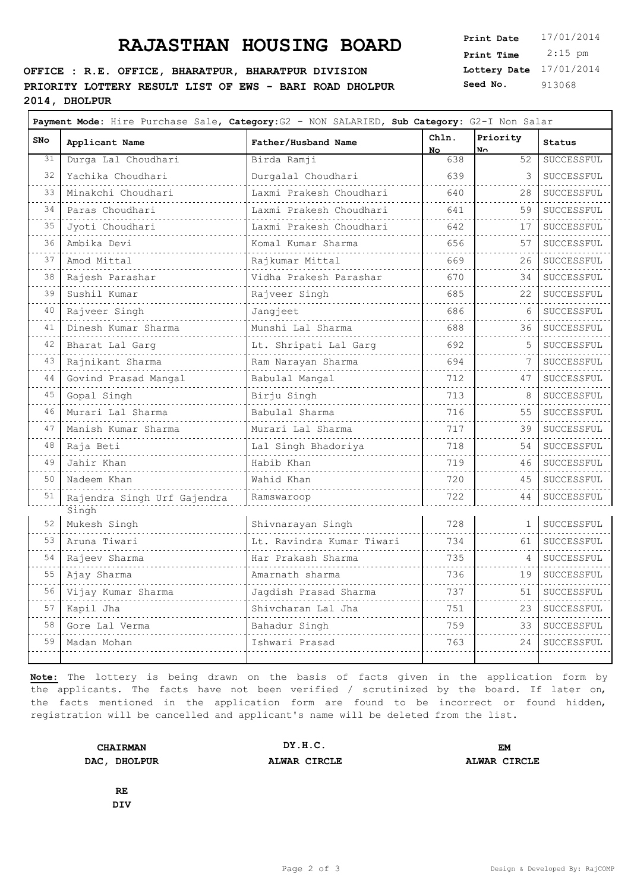# RAJASTHAN HOUSING BOARD

**OFFICE : R.E. OFFICE, BHARATPUR, BHARATPUR DIVISION**
**PRIORITY LOTTERY RESULT LIST OF EWS - BARI ROAD DHOLPUR 2014, DHOLPUR**

**Print Date** 17/01/2014
**Print Time** 2:15 pm
**Lottery Date** 17/01/2014
**Seed No.** 913068

**Payment Mode:** Hire Purchase Sale, **Category:**G2 - NON SALARIED, **Sub Category:** G2-I Non Salar

| SNo | Applicant Name | Father/Husband Name | Chln. No | Priority No | Status |
|---|---|---|---|---|---|
| 31 | Durga Lal Choudhari | Birda Ramji | 638 | 52 | SUCCESSFUL |
| 32 | Yachika Choudhari | Durgalal Choudhari | 639 | 3 | SUCCESSFUL |
| 33 | Minakchi Choudhari | Laxmi Prakesh Choudhari | 640 | 28 | SUCCESSFUL |
| 34 | Paras Choudhari | Laxmi Prakesh Choudhari | 641 | 59 | SUCCESSFUL |
| 35 | Jyoti Choudhari | Laxmi Prakesh Choudhari | 642 | 17 | SUCCESSFUL |
| 36 | Ambika Devi | Komal Kumar Sharma | 656 | 57 | SUCCESSFUL |
| 37 | Amod Mittal | Rajkumar Mittal | 669 | 26 | SUCCESSFUL |
| 38 | Rajesh Parashar | Vidha Prakesh Parashar | 670 | 34 | SUCCESSFUL |
| 39 | Sushil Kumar | Rajveer Singh | 685 | 22 | SUCCESSFUL |
| 40 | Rajveer Singh | Jangjeet | 686 | 6 | SUCCESSFUL |
| 41 | Dinesh Kumar Sharma | Munshi Lal Sharma | 688 | 36 | SUCCESSFUL |
| 42 | Bharat Lal Garg | Lt. Shripati Lal Garg | 692 | 5 | SUCCESSFUL |
| 43 | Rajnikant Sharma | Ram Narayan Sharma | 694 | 7 | SUCCESSFUL |
| 44 | Govind Prasad Mangal | Babulal Mangal | 712 | 47 | SUCCESSFUL |
| 45 | Gopal Singh | Birju Singh | 713 | 8 | SUCCESSFUL |
| 46 | Murari Lal Sharma | Babulal Sharma | 716 | 55 | SUCCESSFUL |
| 47 | Manish Kumar Sharma | Murari Lal Sharma | 717 | 39 | SUCCESSFUL |
| 48 | Raja Beti | Lal Singh Bhadoriya | 718 | 54 | SUCCESSFUL |
| 49 | Jahir Khan | Habib Khan | 719 | 46 | SUCCESSFUL |
| 50 | Nadeem Khan | Wahid Khan | 720 | 45 | SUCCESSFUL |
| 51 | Rajendra Singh Urf Gajendra Singh | Ramswaroop | 722 | 44 | SUCCESSFUL |
| 52 | Mukesh Singh | Shivnarayan Singh | 728 | 1 | SUCCESSFUL |
| 53 | Aruna Tiwari | Lt. Ravindra Kumar Tiwari | 734 | 61 | SUCCESSFUL |
| 54 | Rajeev Sharma | Har Prakash Sharma | 735 | 4 | SUCCESSFUL |
| 55 | Ajay Sharma | Amarnath sharma | 736 | 19 | SUCCESSFUL |
| 56 | Vijay Kumar Sharma | Jagdish Prasad Sharma | 737 | 51 | SUCCESSFUL |
| 57 | Kapil Jha | Shivcharan Lal Jha | 751 | 23 | SUCCESSFUL |
| 58 | Gore Lal Verma | Bahadur Singh | 759 | 33 | SUCCESSFUL |
| 59 | Madan Mohan | Ishwari Prasad | 763 | 24 | SUCCESSFUL |

**Note:** The lottery is being drawn on the basis of facts given in the application form by the applicants. The facts have not been verified / scrutinized by the board. If later on, the facts mentioned in the application form are found to be incorrect or found hidden, registration will be cancelled and applicant's name will be deleted from the list.

**CHAIRMAN**
**DAC, DHOLPUR**

**DY.H.C.**
**ALWAR CIRCLE**

**EM**
**ALWAR CIRCLE**

**RE**
**DIV**

Design & Developed By: RajCOMP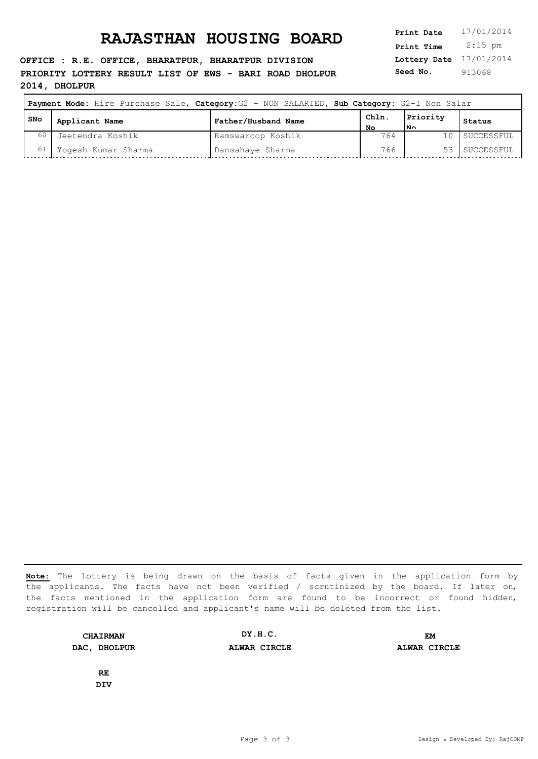# RAJASTHAN HOUSING BOARD

**OFFICE : R.E. OFFICE, BHARATPUR, BHARATPUR DIVISION**
**PRIORITY LOTTERY RESULT LIST OF EWS - BARI ROAD DHOLPUR 2014, DHOLPUR**

**Print Date** 17/01/2014
**Print Time** 2:15 pm
**Lottery Date** 17/01/2014
**Seed No.** 913068

**Payment Mode:** Hire Purchase Sale, **Category:**G2 - NON SALARIED, **Sub Category:** G2-I Non Salar

| SNo | Applicant Name | Father/Husband Name | Chln. No | Priority No | Status |
|---|---|---|---|---|---|
| 60 | Jeetendra Koshik | Ramswaroop Koshik | 764 | 10 | SUCCESSFUL |
| 61 | Yogesh Kumar Sharma | Dansahaye Sharma | 766 | 53 | SUCCESSFUL |

**Note:** The lottery is being drawn on the basis of facts given in the application form by the applicants. The facts have not been verified / scrutinized by the board. If later on, the facts mentioned in the application form are found to be incorrect or found hidden, registration will be cancelled and applicant's name will be deleted from the list.

**CHAIRMAN**
**DAC, DHOLPUR**

**DY.H.C.**
**ALWAR CIRCLE**

**EM**
**ALWAR CIRCLE**

**RE**
**DIV**

Design & Developed By: RajCOMP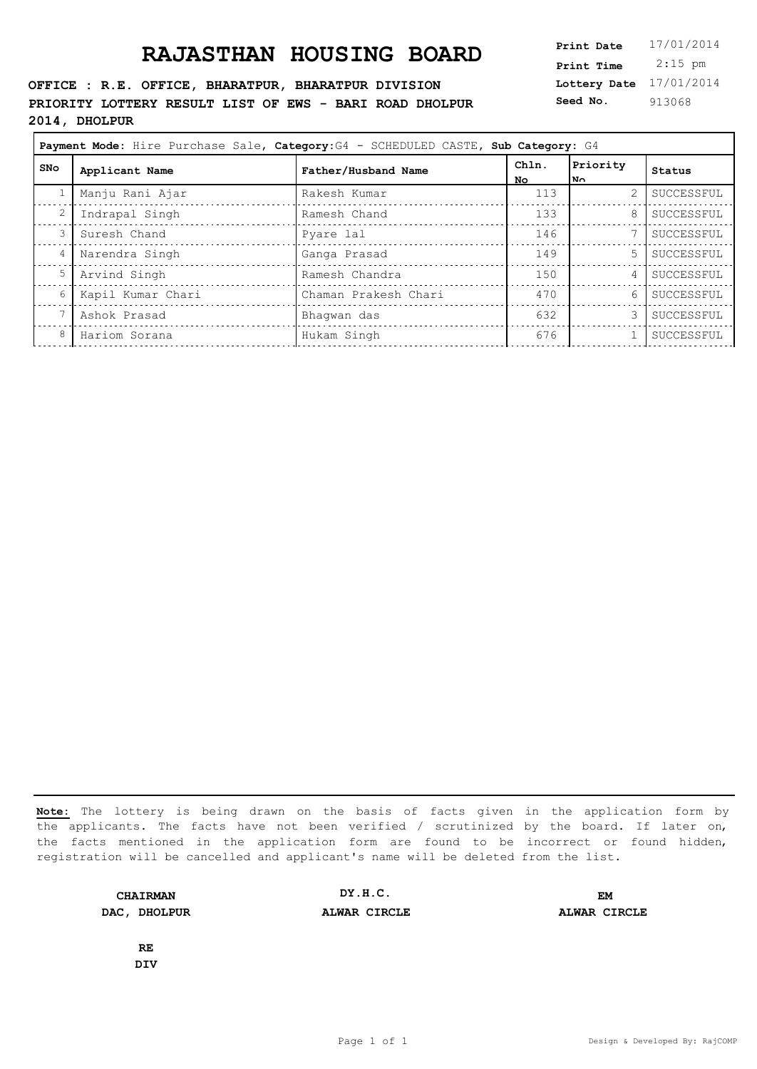# RAJASTHAN HOUSING BOARD

**OFFICE : R.E. OFFICE, BHARATPUR, BHARATPUR DIVISION**
**PRIORITY LOTTERY RESULT LIST OF EWS - BARI ROAD DHOLPUR 2014, DHOLPUR**

| | |
|---|---|
| **Print Date** | 17/01/2014 |
| **Print Time** | 2:15 pm |
| **Lottery Date** | 17/01/2014 |
| **Seed No.** | 913068 |

**Payment Mode:** Hire Purchase Sale, **Category:** G4 - SCHEDULED CASTE, **Sub Category:** G4

| SNo | Applicant Name | Father/Husband Name | Chln. No | Priority No | Status |
|---|---|---|---|---|---|
| 1 | Manju Rani Ajar | Rakesh Kumar | 113 | 2 | SUCCESSFUL |
| 2 | Indrapal Singh | Ramesh Chand | 133 | 8 | SUCCESSFUL |
| 3 | Suresh Chand | Pyare lal | 146 | 7 | SUCCESSFUL |
| 4 | Narendra Singh | Ganga Prasad | 149 | 5 | SUCCESSFUL |
| 5 | Arvind Singh | Ramesh Chandra | 150 | 4 | SUCCESSFUL |
| 6 | Kapil Kumar Chari | Chaman Prakesh Chari | 470 | 6 | SUCCESSFUL |
| 7 | Ashok Prasad | Bhagwan das | 632 | 3 | SUCCESSFUL |
| 8 | Hariom Sorana | Hukam Singh | 676 | 1 | SUCCESSFUL |

**Note:** The lottery is being drawn on the basis of facts given in the application form by the applicants. The facts have not been verified / scrutinized by the board. If later on, the facts mentioned in the application form are found to be incorrect or found hidden, registration will be cancelled and applicant's name will be deleted from the list.

**CHAIRMAN**
**DAC, DHOLPUR**

**DY.H.C.**
**ALWAR CIRCLE**

**EM**
**ALWAR CIRCLE**

**RE**
**DIV**

Design & Developed By: RajCOMP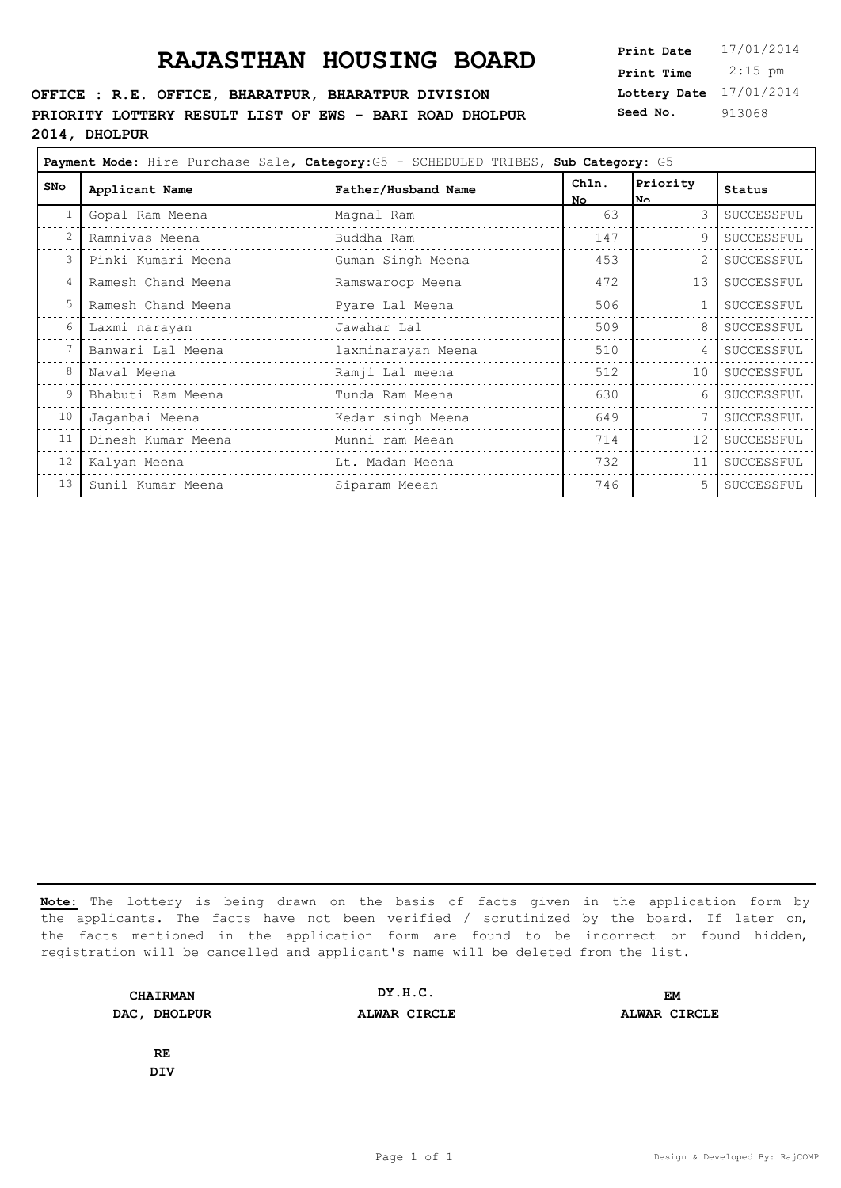# RAJASTHAN HOUSING BOARD

**OFFICE : R.E. OFFICE, BHARATPUR, BHARATPUR DIVISION**
**PRIORITY LOTTERY RESULT LIST OF EWS - BARI ROAD DHOLPUR 2014, DHOLPUR**

| | |
|---|---|
| **Print Date** | 17/01/2014 |
| **Print Time** | 2:15 pm |
| **Lottery Date** | 17/01/2014 |
| **Seed No.** | 913068 |

**Payment Mode:** Hire Purchase Sale, **Category:**G5 - SCHEDULED TRIBES, **Sub Category:** G5

| SNo | Applicant Name | Father/Husband Name | Chln. No | Priority No | Status |
|---|---|---|---|---|---|
| 1 | Gopal Ram Meena | Magnal Ram | 63 | 3 | SUCCESSFUL |
| 2 | Ramnivas Meena | Buddha Ram | 147 | 9 | SUCCESSFUL |
| 3 | Pinki Kumari Meena | Guman Singh Meena | 453 | 2 | SUCCESSFUL |
| 4 | Ramesh Chand Meena | Ramswaroop Meena | 472 | 13 | SUCCESSFUL |
| 5 | Ramesh Chand Meena | Pyare Lal Meena | 506 | 1 | SUCCESSFUL |
| 6 | Laxmi narayan | Jawahar Lal | 509 | 8 | SUCCESSFUL |
| 7 | Banwari Lal Meena | laxminarayan Meena | 510 | 4 | SUCCESSFUL |
| 8 | Naval Meena | Ramji Lal meena | 512 | 10 | SUCCESSFUL |
| 9 | Bhabuti Ram Meena | Tunda Ram Meena | 630 | 6 | SUCCESSFUL |
| 10 | Jaganbai Meena | Kedar singh Meena | 649 | 7 | SUCCESSFUL |
| 11 | Dinesh Kumar Meena | Munni ram Meean | 714 | 12 | SUCCESSFUL |
| 12 | Kalyan Meena | Lt. Madan Meena | 732 | 11 | SUCCESSFUL |
| 13 | Sunil Kumar Meena | Siparam Meean | 746 | 5 | SUCCESSFUL |

**Note:** The lottery is being drawn on the basis of facts given in the application form by the applicants. The facts have not been verified / scrutinized by the board. If later on, the facts mentioned in the application form are found to be incorrect or found hidden, registration will be cancelled and applicant's name will be deleted from the list.

| | | |
|---|---|---|
| **CHAIRMAN** | **DY.H.C.** | **EM** |
| **DAC, DHOLPUR** | **ALWAR CIRCLE** | **ALWAR CIRCLE** |

**RE**
**DIV**

Design & Developed By: RajCOMP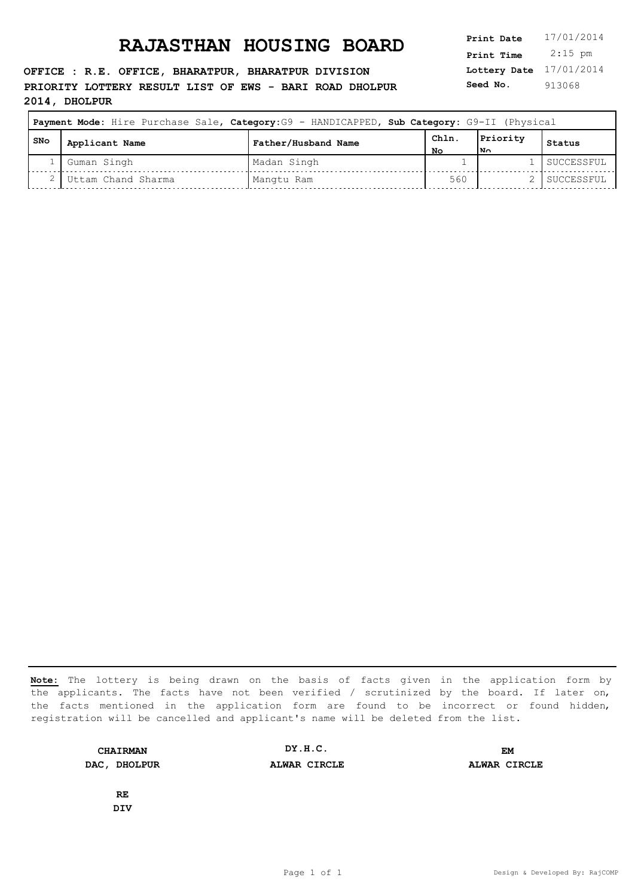# RAJASTHAN HOUSING BOARD

**Print Date** 17/01/2014
**Print Time** 2:15 pm
**Lottery Date** 17/01/2014
**Seed No.** 913068

**OFFICE : R.E. OFFICE, BHARATPUR, BHARATPUR DIVISION**
**PRIORITY LOTTERY RESULT LIST OF EWS - BARI ROAD DHOLPUR 2014, DHOLPUR**

**Payment Mode:** Hire Purchase Sale, **Category:**G9 - HANDICAPPED, **Sub Category:** G9-II (Physical

| SNo | Applicant Name | Father/Husband Name | Chln. No | Priority No | Status |
|---|---|---|---|---|---|
| 1 | Guman Singh | Madan Singh | 1 | 1 | SUCCESSFUL |
| 2 | Uttam Chand Sharma | Mangtu Ram | 560 | 2 | SUCCESSFUL |

**Note:** The lottery is being drawn on the basis of facts given in the application form by the applicants. The facts have not been verified / scrutinized by the board. If later on, the facts mentioned in the application form are found to be incorrect or found hidden, registration will be cancelled and applicant's name will be deleted from the list.

| | | |
|---|---|---|
| **CHAIRMAN** | **DY.H.C.** | **EM** |
| **DAC, DHOLPUR** | **ALWAR CIRCLE** | **ALWAR CIRCLE** |

**RE**
**DIV**

Design & Developed By: RajCOMP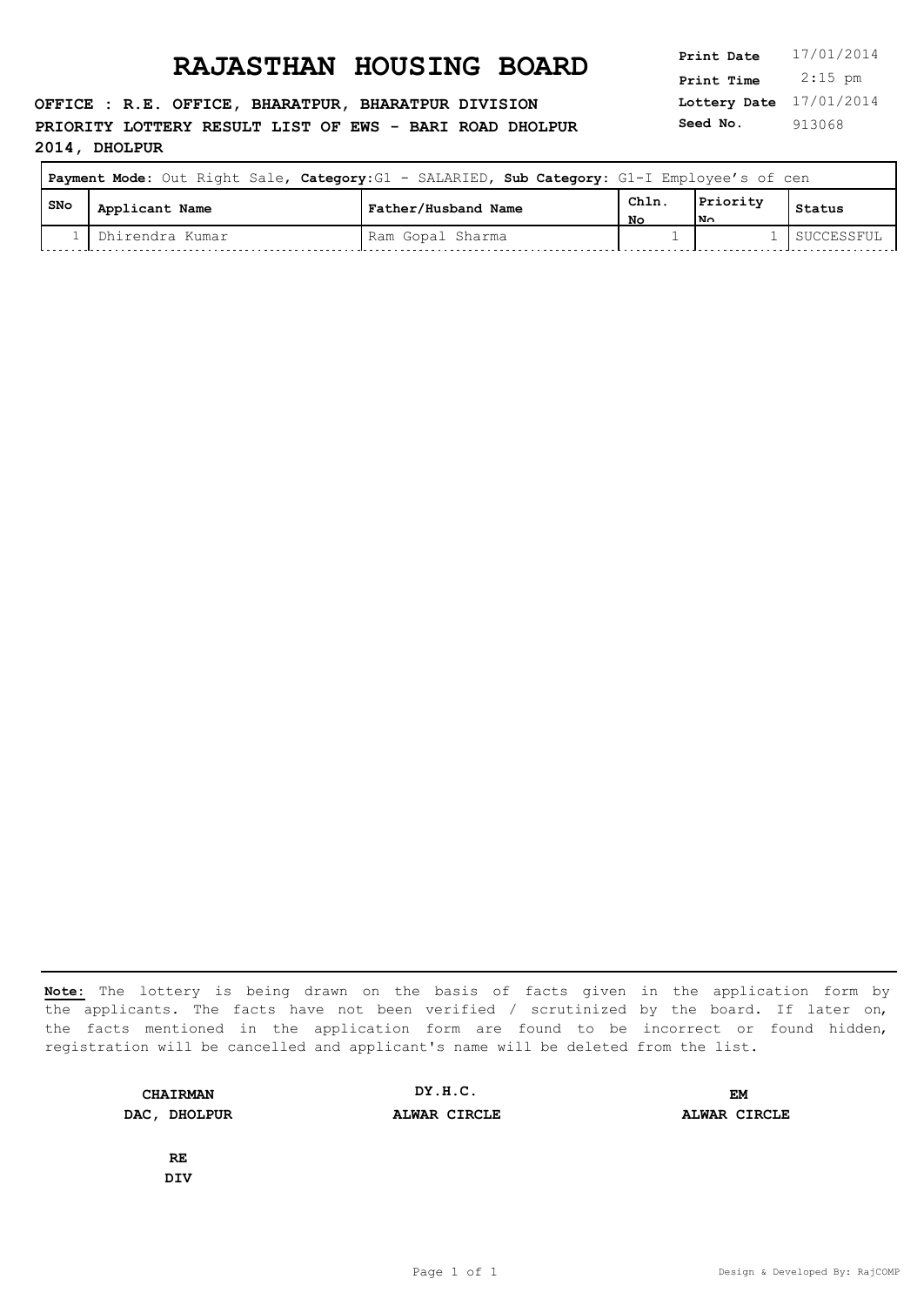# RAJASTHAN HOUSING BOARD

**Print Date** 17/01/2014
**Print Time** 2:15 pm
**Lottery Date** 17/01/2014
**Seed No.** 913068

**OFFICE : R.E. OFFICE, BHARATPUR, BHARATPUR DIVISION**
**PRIORITY LOTTERY RESULT LIST OF EWS - BARI ROAD DHOLPUR 2014, DHOLPUR**

**Payment Mode:** Out Right Sale, **Category:**G1 - SALARIED, **Sub Category:** G1-I Employee's of cen

| SNo | Applicant Name | Father/Husband Name | Chln. No | Priority No | Status |
|---|---|---|---|---|---|
| 1 | Dhirendra Kumar | Ram Gopal Sharma | 1 | 1 | SUCCESSFUL |

**Note:** The lottery is being drawn on the basis of facts given in the application form by the applicants. The facts have not been verified / scrutinized by the board. If later on, the facts mentioned in the application form are found to be incorrect or found hidden, registration will be cancelled and applicant's name will be deleted from the list.

**CHAIRMAN**
**DAC, DHOLPUR**

**DY.H.C.**
**ALWAR CIRCLE**

**EM**
**ALWAR CIRCLE**

**RE**
**DIV**

Design & Developed By: RajCOMP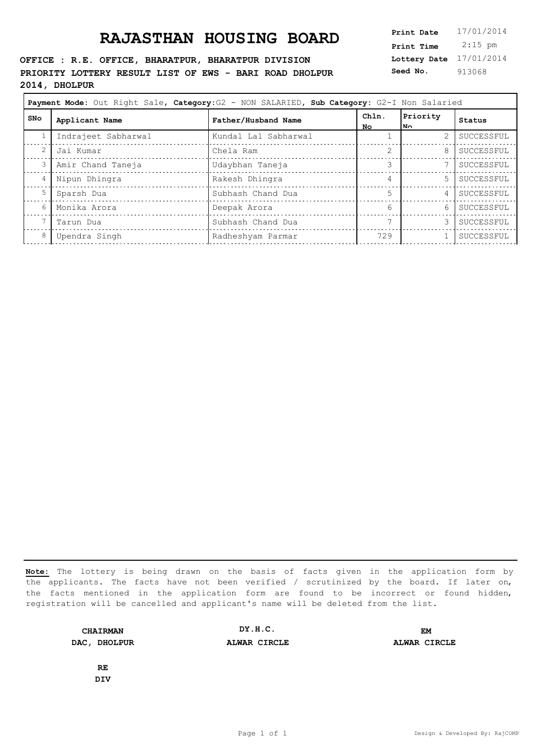# RAJASTHAN HOUSING BOARD

**OFFICE : R.E. OFFICE, BHARATPUR, BHARATPUR DIVISION**
**PRIORITY LOTTERY RESULT LIST OF EWS - BARI ROAD DHOLPUR 2014, DHOLPUR**

**Print Date** 17/01/2014
**Print Time** 2:15 pm
**Lottery Date** 17/01/2014
**Seed No.** 913068

**Payment Mode:** Out Right Sale, **Category:**G2 - NON SALARIED, **Sub Category:** G2-I Non Salaried

| SNo | Applicant Name | Father/Husband Name | Chln. No | Priority No | Status |
|---|---|---|---|---|---|
| 1 | Indrajeet Sabharwal | Kundal Lal Sabharwal | 1 | 2 | SUCCESSFUL |
| 2 | Jai Kumar | Chela Ram | 2 | 8 | SUCCESSFUL |
| 3 | Amir Chand Taneja | Udaybhan Taneja | 3 | 7 | SUCCESSFUL |
| 4 | Nipun Dhingra | Rakesh Dhingra | 4 | 5 | SUCCESSFUL |
| 5 | Sparsh Dua | Subhash Chand Dua | 5 | 4 | SUCCESSFUL |
| 6 | Monika Arora | Deepak Arora | 6 | 6 | SUCCESSFUL |
| 7 | Tarun Dua | Subhash Chand Dua | 7 | 3 | SUCCESSFUL |
| 8 | Upendra Singh | Radheshyam Parmar | 729 | 1 | SUCCESSFUL |

**Note:** The lottery is being drawn on the basis of facts given in the application form by the applicants. The facts have not been verified / scrutinized by the board. If later on, the facts mentioned in the application form are found to be incorrect or found hidden, registration will be cancelled and applicant's name will be deleted from the list.

**CHAIRMAN**
**DAC, DHOLPUR**

**DY.H.C.**
**ALWAR CIRCLE**

**EM**
**ALWAR CIRCLE**

**RE**
**DIV**

Design & Developed By: RajCOMP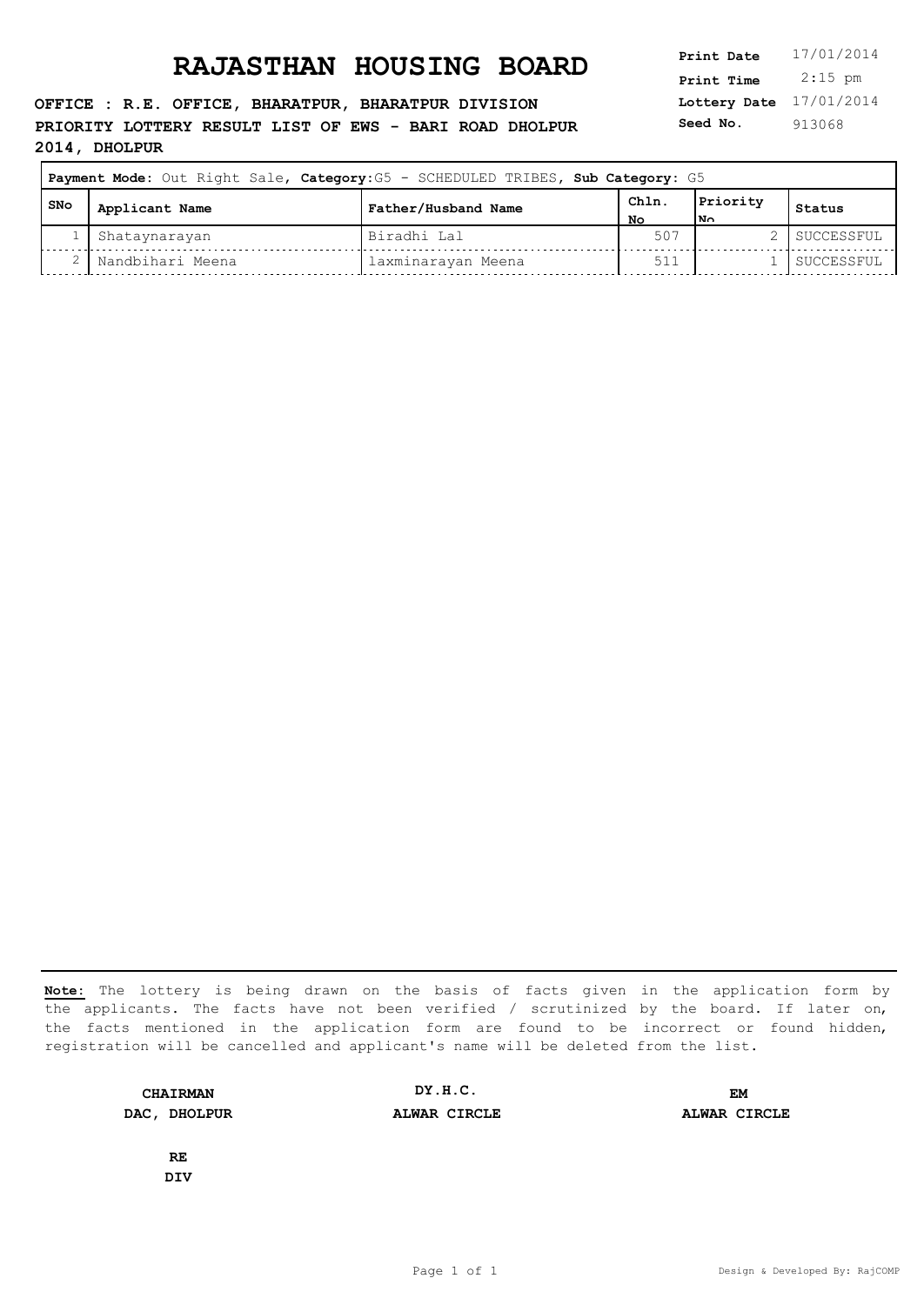# RAJASTHAN HOUSING BOARD

**Print Date** 17/01/2014
**Print Time** 2:15 pm
**Lottery Date** 17/01/2014
**Seed No.** 913068

**OFFICE : R.E. OFFICE, BHARATPUR, BHARATPUR DIVISION**
**PRIORITY LOTTERY RESULT LIST OF EWS - BARI ROAD DHOLPUR 2014, DHOLPUR**

**Payment Mode:** Out Right Sale, **Category:** G5 - SCHEDULED TRIBES, **Sub Category:** G5

| SNo | Applicant Name | Father/Husband Name | Chln. No | Priority No | Status |
|---|---|---|---|---|---|
| 1 | Shataynarayan | Biradhi Lal | 507 | 2 | SUCCESSFUL |
| 2 | Nandbihari Meena | laxminarayan Meena | 511 | 1 | SUCCESSFUL |

**Note:** The lottery is being drawn on the basis of facts given in the application form by the applicants. The facts have not been verified / scrutinized by the board. If later on, the facts mentioned in the application form are found to be incorrect or found hidden, registration will be cancelled and applicant's name will be deleted from the list.

**CHAIRMAN**
**DAC, DHOLPUR**

**DY.H.C.**
**ALWAR CIRCLE**

**EM**
**ALWAR CIRCLE**

**RE**
**DIV**

Design & Developed By: RajCOMP